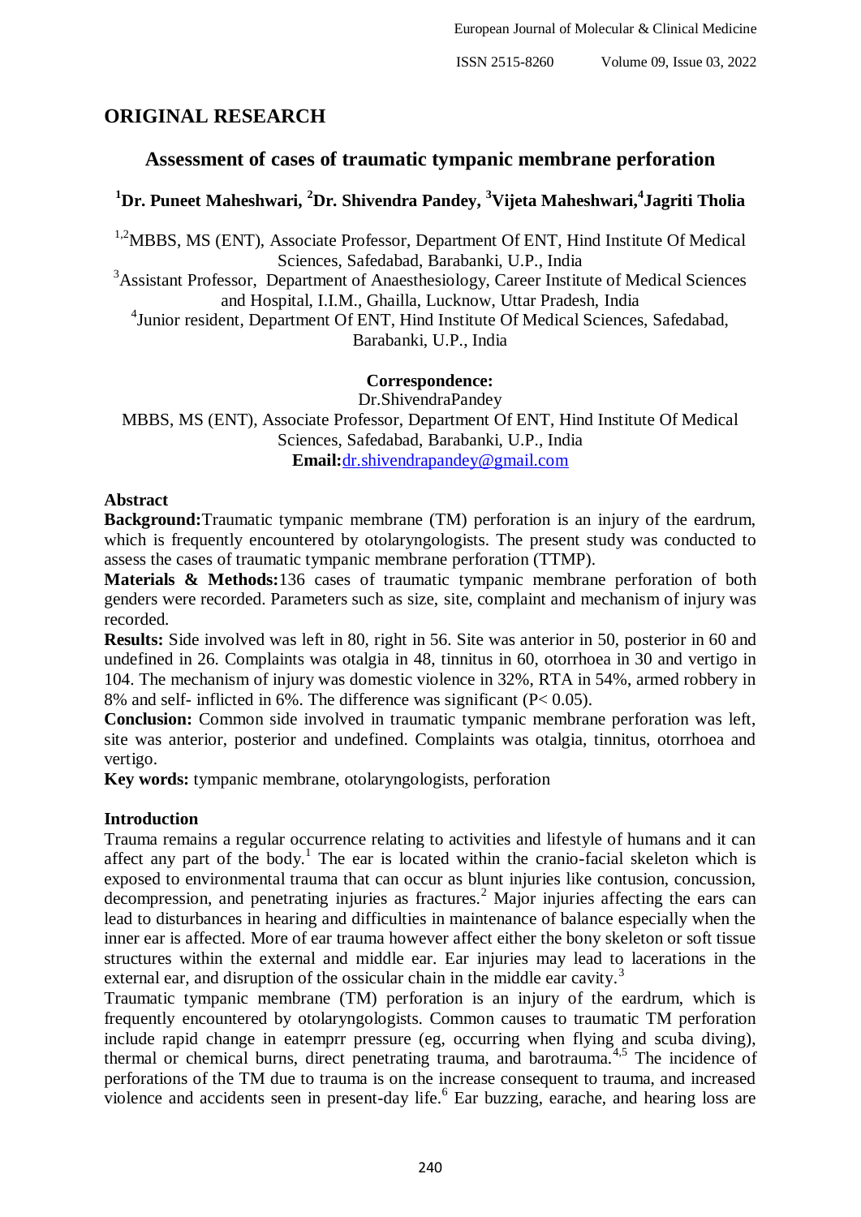## ORIGINAL RESEARCH

# Assessment of cases of traumatic tympanic membrane perforation

**[1]Dr. Puneet Maheshwari, [2]Dr. Shivendra Pandey, [3]Vijeta Maheshwari,[4]Jagriti Tholia**

[1,2]MBBS, MS (ENT), Associate Professor, Department Of ENT, Hind Institute Of Medical Sciences, Safedabad, Barabanki, U.P., India

[3]Assistant Professor, Department of Anaesthesiology, Career Institute of Medical Sciences and Hospital, I.I.M., Ghailla, Lucknow, Uttar Pradesh, India

[4]Junior resident, Department Of ENT, Hind Institute Of Medical Sciences, Safedabad, Barabanki, U.P., India

**Correspondence:**

Dr.ShivendraPandey

MBBS, MS (ENT), Associate Professor, Department Of ENT, Hind Institute Of Medical Sciences, Safedabad, Barabanki, U.P., India

**Email:**dr.shivendrapandey@gmail.com

### Abstract

**Background:**Traumatic tympanic membrane (TM) perforation is an injury of the eardrum, which is frequently encountered by otolaryngologists. The present study was conducted to assess the cases of traumatic tympanic membrane perforation (TTMP).

**Materials & Methods:**136 cases of traumatic tympanic membrane perforation of both genders were recorded. Parameters such as size, site, complaint and mechanism of injury was recorded.

**Results:** Side involved was left in 80, right in 56. Site was anterior in 50, posterior in 60 and undefined in 26. Complaints was otalgia in 48, tinnitus in 60, otorrhoea in 30 and vertigo in 104. The mechanism of injury was domestic violence in 32%, RTA in 54%, armed robbery in 8% and self- inflicted in 6%. The difference was significant (P< 0.05).

**Conclusion:** Common side involved in traumatic tympanic membrane perforation was left, site was anterior, posterior and undefined. Complaints was otalgia, tinnitus, otorrhoea and vertigo.

**Key words:** tympanic membrane, otolaryngologists, perforation

### Introduction

Trauma remains a regular occurrence relating to activities and lifestyle of humans and it can affect any part of the body.[1] The ear is located within the cranio-facial skeleton which is exposed to environmental trauma that can occur as blunt injuries like contusion, concussion, decompression, and penetrating injuries as fractures.[2] Major injuries affecting the ears can lead to disturbances in hearing and difficulties in maintenance of balance especially when the inner ear is affected. More of ear trauma however affect either the bony skeleton or soft tissue structures within the external and middle ear. Ear injuries may lead to lacerations in the external ear, and disruption of the ossicular chain in the middle ear cavity.[3]

Traumatic tympanic membrane (TM) perforation is an injury of the eardrum, which is frequently encountered by otolaryngologists. Common causes to traumatic TM perforation include rapid change in eatemprr pressure (eg, occurring when flying and scuba diving), thermal or chemical burns, direct penetrating trauma, and barotrauma.[4,5] The incidence of perforations of the TM due to trauma is on the increase consequent to trauma, and increased violence and accidents seen in present-day life.[6] Ear buzzing, earache, and hearing loss are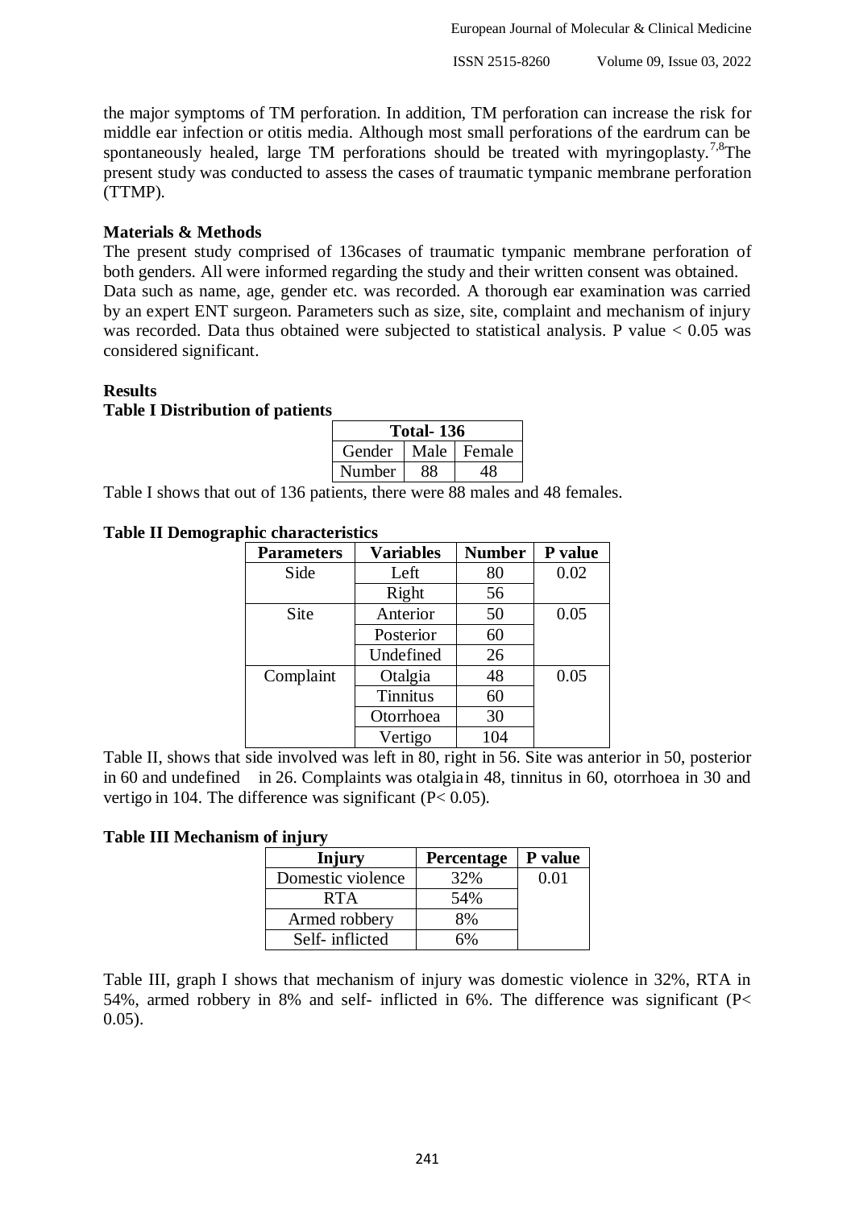the major symptoms of TM perforation. In addition, TM perforation can increase the risk for middle ear infection or otitis media. Although most small perforations of the eardrum can be spontaneously healed, large TM perforations should be treated with myringoplasty.[7,8]The present study was conducted to assess the cases of traumatic tympanic membrane perforation (TTMP).

**Materials & Methods**

The present study comprised of 136cases of traumatic tympanic membrane perforation of both genders. All were informed regarding the study and their written consent was obtained. Data such as name, age, gender etc. was recorded. A thorough ear examination was carried by an expert ENT surgeon. Parameters such as size, site, complaint and mechanism of injury was recorded. Data thus obtained were subjected to statistical analysis. P value < 0.05 was considered significant.

**Results**

**Table I Distribution of patients**

| Total- 136 | | |
|---|---|---|
| Gender | Male | Female |
| Number | 88 | 48 |

Table I shows that out of 136 patients, there were 88 males and 48 females.

**Table II Demographic characteristics**

| Parameters | Variables | Number | P value |
|---|---|---|---|
| Side | Left | 80 | 0.02 |
| | Right | 56 | |
| Site | Anterior | 50 | 0.05 |
| | Posterior | 60 | |
| | Undefined | 26 | |
| Complaint | Otalgia | 48 | 0.05 |
| | Tinnitus | 60 | |
| | Otorrhoea | 30 | |
| | Vertigo | 104 | |

Table II, shows that side involved was left in 80, right in 56. Site was anterior in 50, posterior in 60 and undefined in 26. Complaints was otalgiain 48, tinnitus in 60, otorrhoea in 30 and vertigo in 104. The difference was significant (P< 0.05).

**Table III Mechanism of injury**

| Injury | Percentage | P value |
|---|---|---|
| Domestic violence | 32% | 0.01 |
| RTA | 54% | |
| Armed robbery | 8% | |
| Self- inflicted | 6% | |

Table III, graph I shows that mechanism of injury was domestic violence in 32%, RTA in 54%, armed robbery in 8% and self- inflicted in 6%. The difference was significant (P< 0.05).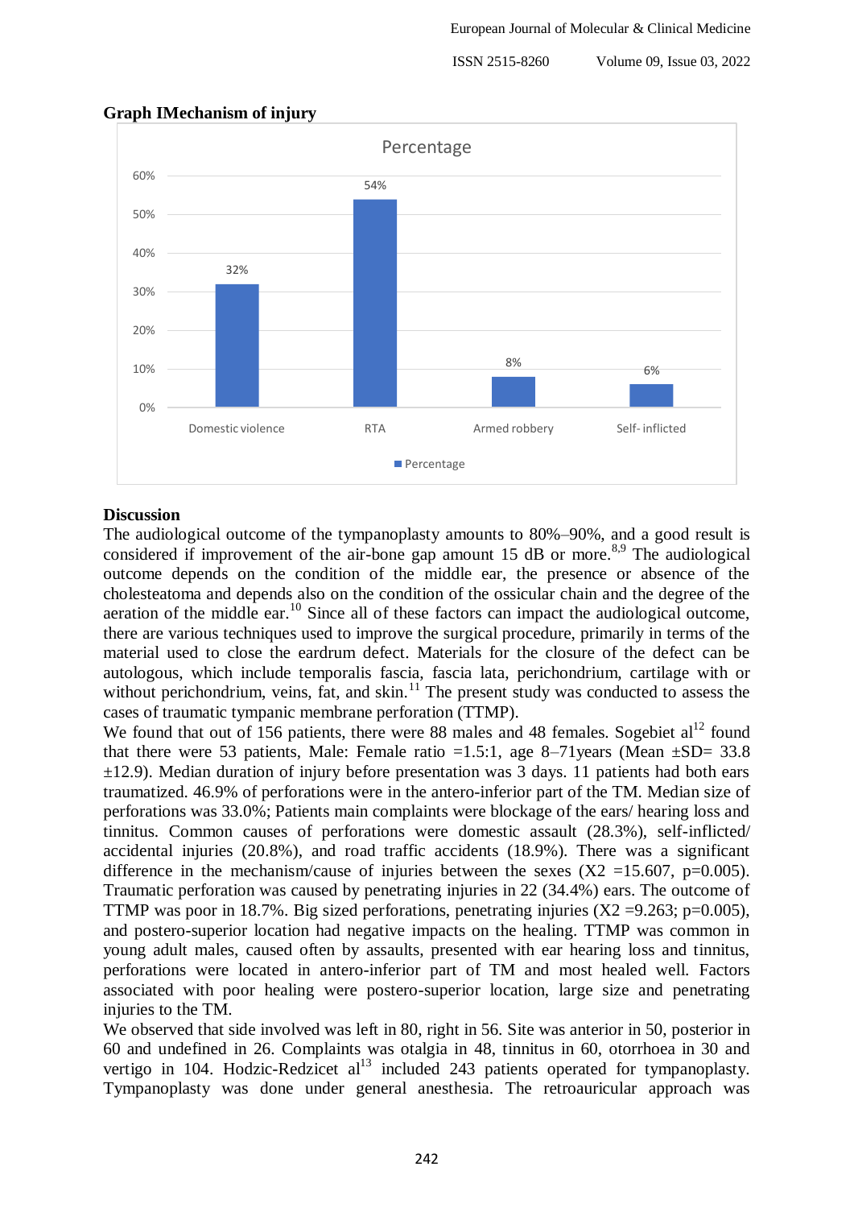**Graph IMechanism of injury**

Percentage

60%
50%
40%
30%
20%
10%
0%

32%
54%
8%
6%

Domestic violence
RTA
Armed robbery
Self- inflicted

Percentage

## Discussion

The audiological outcome of the tympanoplasty amounts to 80%–90%, and a good result is considered if improvement of the air-bone gap amount 15 dB or more.[8,9] The audiological outcome depends on the condition of the middle ear, the presence or absence of the cholesteatoma and depends also on the condition of the ossicular chain and the degree of the aeration of the middle ear.[10] Since all of these factors can impact the audiological outcome, there are various techniques used to improve the surgical procedure, primarily in terms of the material used to close the eardrum defect. Materials for the closure of the defect can be autologous, which include temporalis fascia, fascia lata, perichondrium, cartilage with or without perichondrium, veins, fat, and skin.[11] The present study was conducted to assess the cases of traumatic tympanic membrane perforation (TTMP).

We found that out of 156 patients, there were 88 males and 48 females. Sogebiet al[12] found that there were 53 patients, Male: Female ratio =1.5:1, age 8–71years (Mean ±SD= 33.8 ±12.9). Median duration of injury before presentation was 3 days. 11 patients had both ears traumatized. 46.9% of perforations were in the antero-inferior part of the TM. Median size of perforations was 33.0%; Patients main complaints were blockage of the ears/ hearing loss and tinnitus. Common causes of perforations were domestic assault (28.3%), self-inflicted/ accidental injuries (20.8%), and road traffic accidents (18.9%). There was a significant difference in the mechanism/cause of injuries between the sexes (X2 =15.607, p=0.005). Traumatic perforation was caused by penetrating injuries in 22 (34.4%) ears. The outcome of TTMP was poor in 18.7%. Big sized perforations, penetrating injuries (X2 =9.263; p=0.005), and postero-superior location had negative impacts on the healing. TTMP was common in young adult males, caused often by assaults, presented with ear hearing loss and tinnitus, perforations were located in antero-inferior part of TM and most healed well. Factors associated with poor healing were postero-superior location, large size and penetrating injuries to the TM.

We observed that side involved was left in 80, right in 56. Site was anterior in 50, posterior in 60 and undefined in 26. Complaints was otalgia in 48, tinnitus in 60, otorrhoea in 30 and vertigo in 104. Hodzic-Redzicet al[13] included 243 patients operated for tympanoplasty. Tympanoplasty was done under general anesthesia. The retroauricular approach was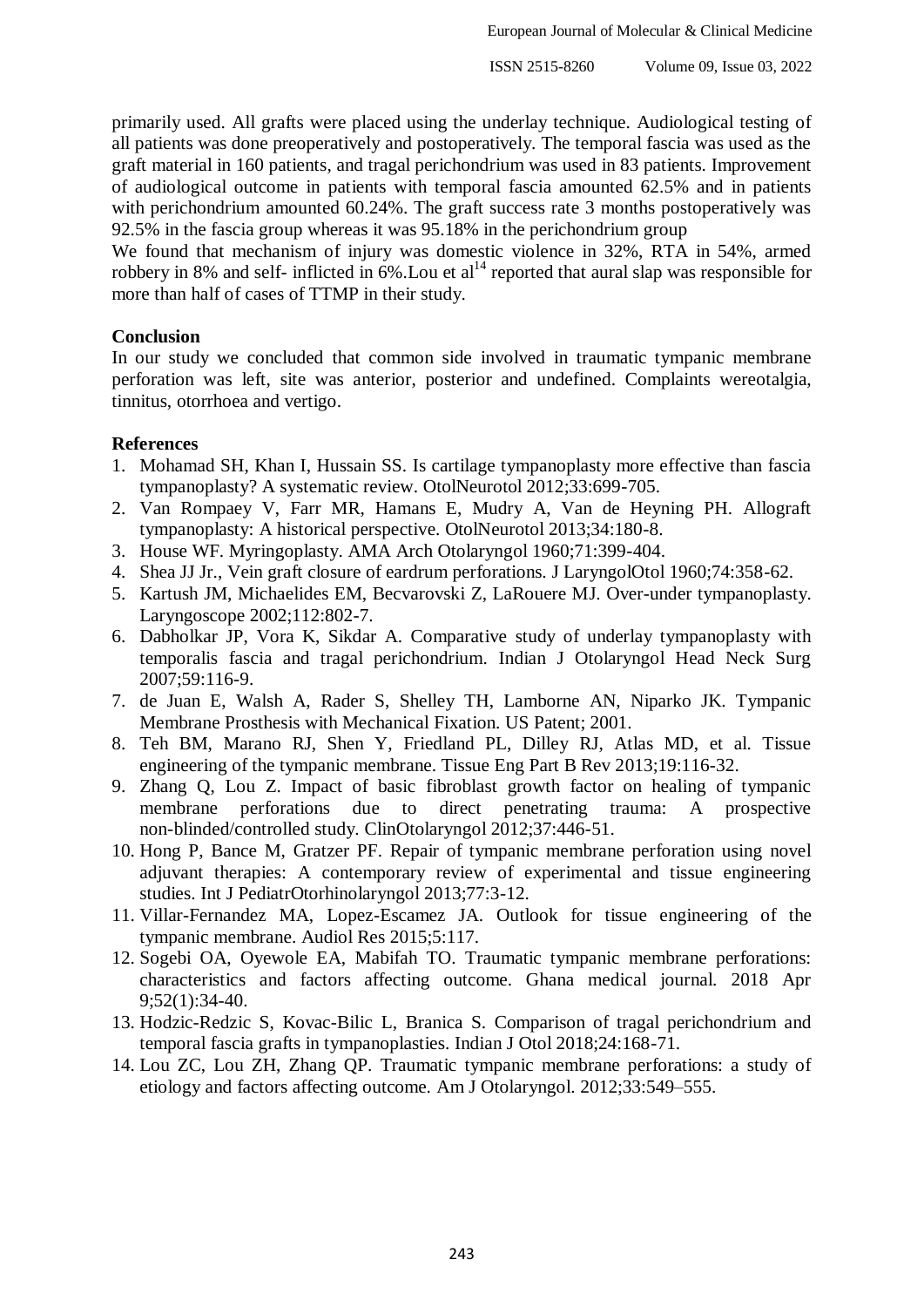primarily used. All grafts were placed using the underlay technique. Audiological testing of all patients was done preoperatively and postoperatively. The temporal fascia was used as the graft material in 160 patients, and tragal perichondrium was used in 83 patients. Improvement of audiological outcome in patients with temporal fascia amounted 62.5% and in patients with perichondrium amounted 60.24%. The graft success rate 3 months postoperatively was 92.5% in the fascia group whereas it was 95.18% in the perichondrium group

We found that mechanism of injury was domestic violence in 32%, RTA in 54%, armed robbery in 8% and self- inflicted in 6%.Lou et al[14] reported that aural slap was responsible for more than half of cases of TTMP in their study.

## Conclusion

In our study we concluded that common side involved in traumatic tympanic membrane perforation was left, site was anterior, posterior and undefined. Complaints wereotalgia, tinnitus, otorrhoea and vertigo.

## References

1. Mohamad SH, Khan I, Hussain SS. Is cartilage tympanoplasty more effective than fascia tympanoplasty? A systematic review. OtolNeurotol 2012;33:699-705.
2. Van Rompaey V, Farr MR, Hamans E, Mudry A, Van de Heyning PH. Allograft tympanoplasty: A historical perspective. OtolNeurotol 2013;34:180-8.
3. House WF. Myringoplasty. AMA Arch Otolaryngol 1960;71:399-404.
4. Shea JJ Jr., Vein graft closure of eardrum perforations. J LaryngolOtol 1960;74:358-62.
5. Kartush JM, Michaelides EM, Becvarovski Z, LaRouere MJ. Over-under tympanoplasty. Laryngoscope 2002;112:802-7.
6. Dabholkar JP, Vora K, Sikdar A. Comparative study of underlay tympanoplasty with temporalis fascia and tragal perichondrium. Indian J Otolaryngol Head Neck Surg 2007;59:116-9.
7. de Juan E, Walsh A, Rader S, Shelley TH, Lamborne AN, Niparko JK. Tympanic Membrane Prosthesis with Mechanical Fixation. US Patent; 2001.
8. Teh BM, Marano RJ, Shen Y, Friedland PL, Dilley RJ, Atlas MD, et al. Tissue engineering of the tympanic membrane. Tissue Eng Part B Rev 2013;19:116-32.
9. Zhang Q, Lou Z. Impact of basic fibroblast growth factor on healing of tympanic membrane perforations due to direct penetrating trauma: A prospective non-blinded/controlled study. ClinOtolaryngol 2012;37:446-51.
10. Hong P, Bance M, Gratzer PF. Repair of tympanic membrane perforation using novel adjuvant therapies: A contemporary review of experimental and tissue engineering studies. Int J PediatrOtorhinolaryngol 2013;77:3-12.
11. Villar-Fernandez MA, Lopez-Escamez JA. Outlook for tissue engineering of the tympanic membrane. Audiol Res 2015;5:117.
12. Sogebi OA, Oyewole EA, Mabifah TO. Traumatic tympanic membrane perforations: characteristics and factors affecting outcome. Ghana medical journal. 2018 Apr 9;52(1):34-40.
13. Hodzic-Redzic S, Kovac-Bilic L, Branica S. Comparison of tragal perichondrium and temporal fascia grafts in tympanoplasties. Indian J Otol 2018;24:168-71.
14. Lou ZC, Lou ZH, Zhang QP. Traumatic tympanic membrane perforations: a study of etiology and factors affecting outcome. Am J Otolaryngol. 2012;33:549–555.